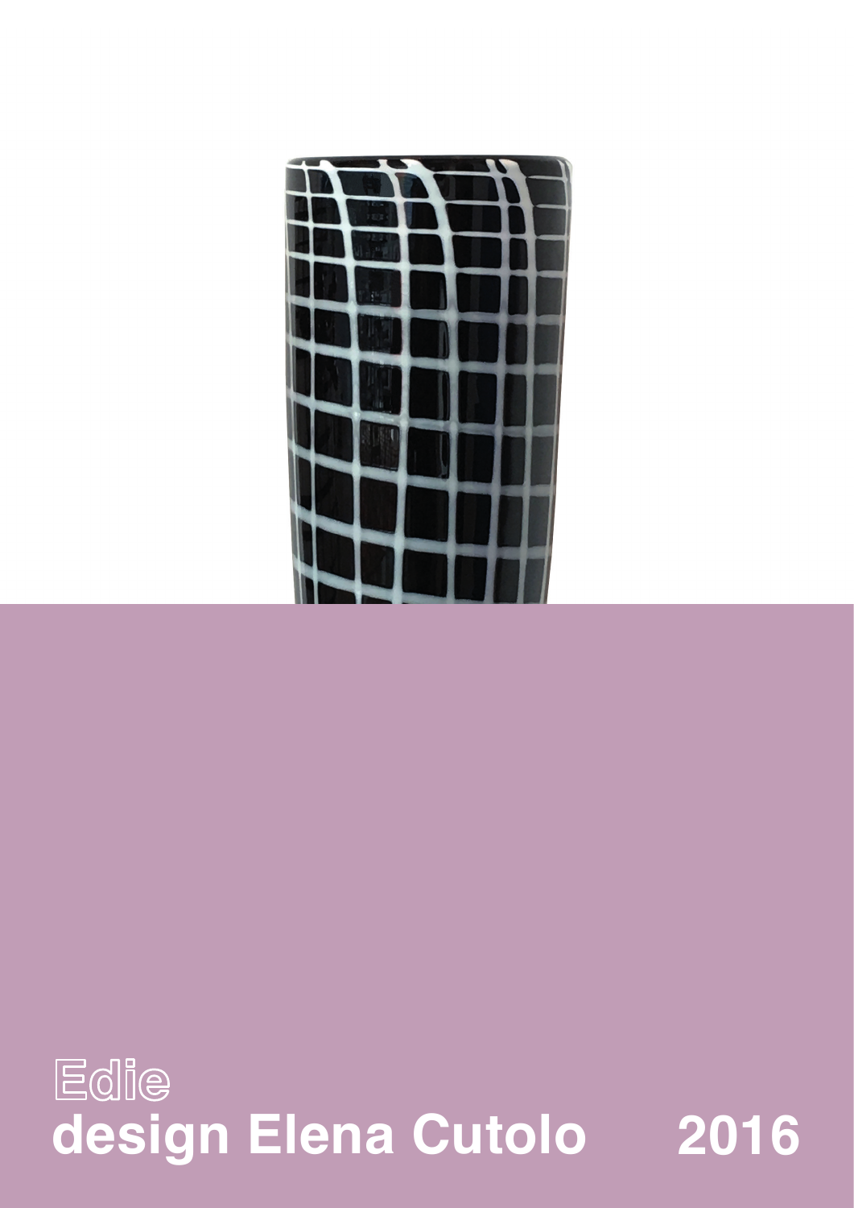# Edie

**design Elena Cutolo 2016**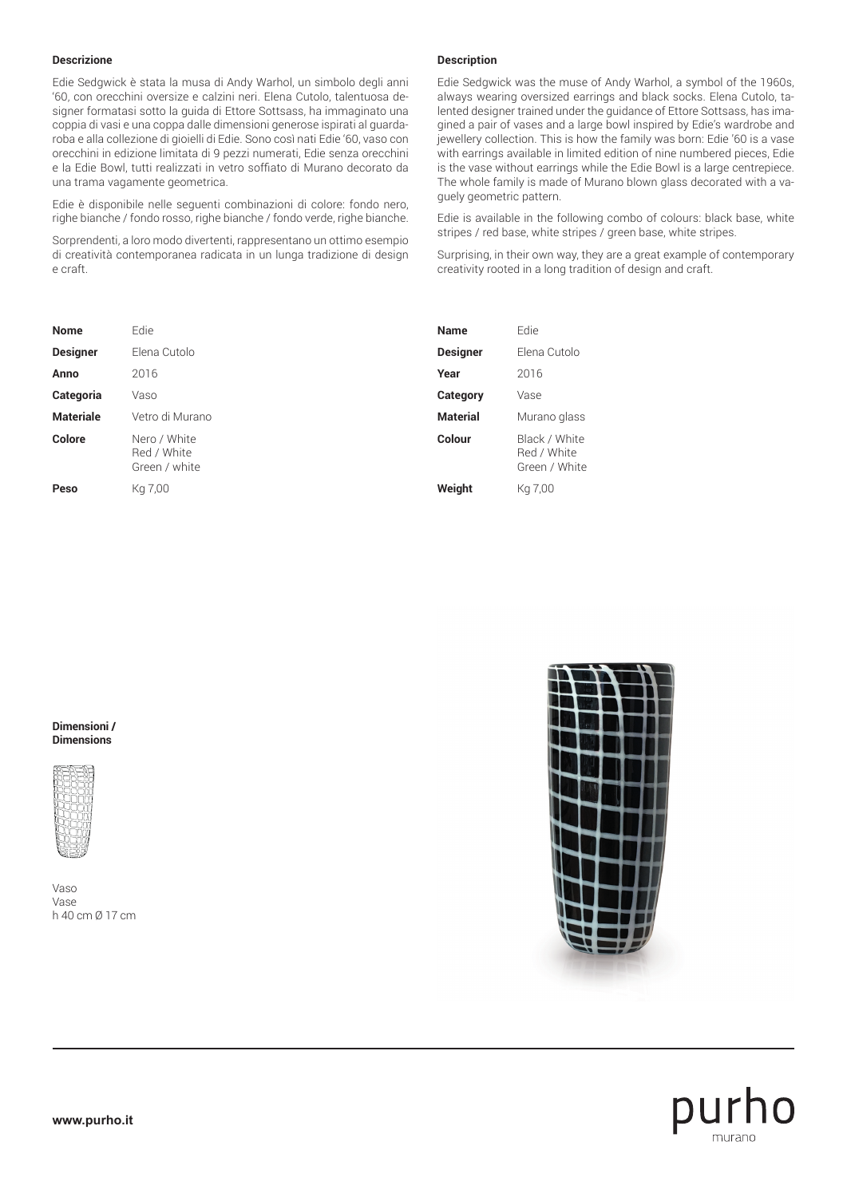**Descrizione**

Edie Sedgwick è stata la musa di Andy Warhol, un simbolo degli anni '60, con orecchini oversize e calzini neri. Elena Cutolo, talentuosa designer formatasi sotto la guida di Ettore Sottsass, ha immaginato una coppia di vasi e una coppa dalle dimensioni generose ispirati al guardaroba e alla collezione di gioielli di Edie. Sono così nati Edie '60, vaso con orecchini in edizione limitata di 9 pezzi numerati, Edie senza orecchini e la Edie Bowl, tutti realizzati in vetro soffiato di Murano decorato da una trama vagamente geometrica.

Edie è disponibile nelle seguenti combinazioni di colore: fondo nero, righe bianche / fondo rosso, righe bianche / fondo verde, righe bianche.

Sorprendenti, a loro modo divertenti, rappresentano un ottimo esempio di creatività contemporanea radicata in un lunga tradizione di design e craft.

| | |
|---|---|
| **Nome** | Edie |
| **Designer** | Elena Cutolo |
| **Anno** | 2016 |
| **Categoria** | Vaso |
| **Materiale** | Vetro di Murano |
| **Colore** | Nero / White<br>Red / White<br>Green / white |
| **Peso** | Kg 7,00 |

**Description**

Edie Sedgwick was the muse of Andy Warhol, a symbol of the 1960s, always wearing oversized earrings and black socks. Elena Cutolo, talented designer trained under the guidance of Ettore Sottsass, has imagined a pair of vases and a large bowl inspired by Edie's wardrobe and jewellery collection. This is how the family was born: Edie '60 is a vase with earrings available in limited edition of nine numbered pieces, Edie is the vase without earrings while the Edie Bowl is a large centrepiece. The whole family is made of Murano blown glass decorated with a vaguely geometric pattern.

Edie is available in the following combo of colours: black base, white stripes / red base, white stripes / green base, white stripes.

Surprising, in their own way, they are a great example of contemporary creativity rooted in a long tradition of design and craft.

| | |
|---|---|
| **Name** | Edie |
| **Designer** | Elena Cutolo |
| **Year** | 2016 |
| **Category** | Vase |
| **Material** | Murano glass |
| **Colour** | Black / White<br>Red / White<br>Green / White |
| **Weight** | Kg 7,00 |

**Dimensioni / Dimensions**

Vaso
Vase
h 40 cm Ø 17 cm

www.purho.it

purho
murano